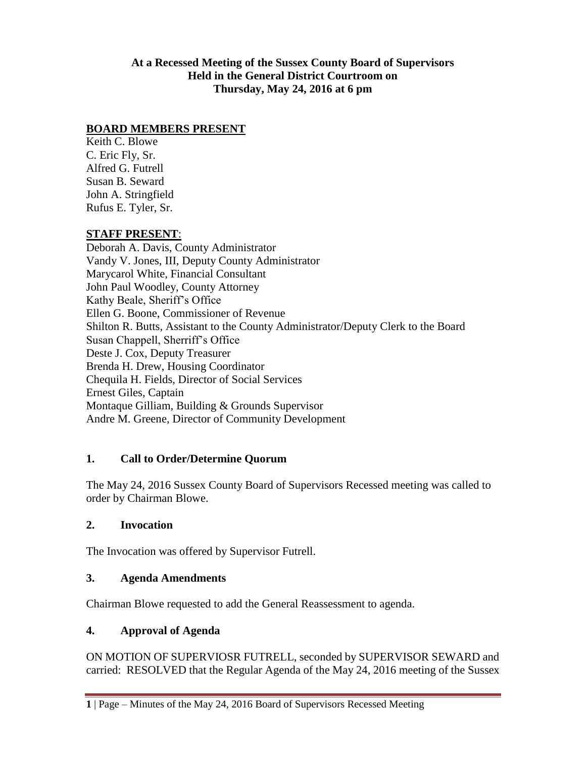**At a Recessed Meeting of the Sussex County Board of Supervisors**
**Held in the General District Courtroom on**
**Thursday, May 24, 2016 at 6 pm**

## BOARD MEMBERS PRESENT

Keith C. Blowe
C. Eric Fly, Sr.
Alfred G. Futrell
Susan B. Seward
John A. Stringfield
Rufus E. Tyler, Sr.

## STAFF PRESENT:

Deborah A. Davis, County Administrator
Vandy V. Jones, III, Deputy County Administrator
Marycarol White, Financial Consultant
John Paul Woodley, County Attorney
Kathy Beale, Sheriff's Office
Ellen G. Boone, Commissioner of Revenue
Shilton R. Butts, Assistant to the County Administrator/Deputy Clerk to the Board
Susan Chappell, Sherriff's Office
Deste J. Cox, Deputy Treasurer
Brenda H. Drew, Housing Coordinator
Chequila H. Fields, Director of Social Services
Ernest Giles, Captain
Montaque Gilliam, Building & Grounds Supervisor
Andre M. Greene, Director of Community Development

## 1. Call to Order/Determine Quorum

The May 24, 2016 Sussex County Board of Supervisors Recessed meeting was called to order by Chairman Blowe.

## 2. Invocation

The Invocation was offered by Supervisor Futrell.

## 3. Agenda Amendments

Chairman Blowe requested to add the General Reassessment to agenda.

## 4. Approval of Agenda

ON MOTION OF SUPERVIOSR FUTRELL, seconded by SUPERVISOR SEWARD and carried: RESOLVED that the Regular Agenda of the May 24, 2016 meeting of the Sussex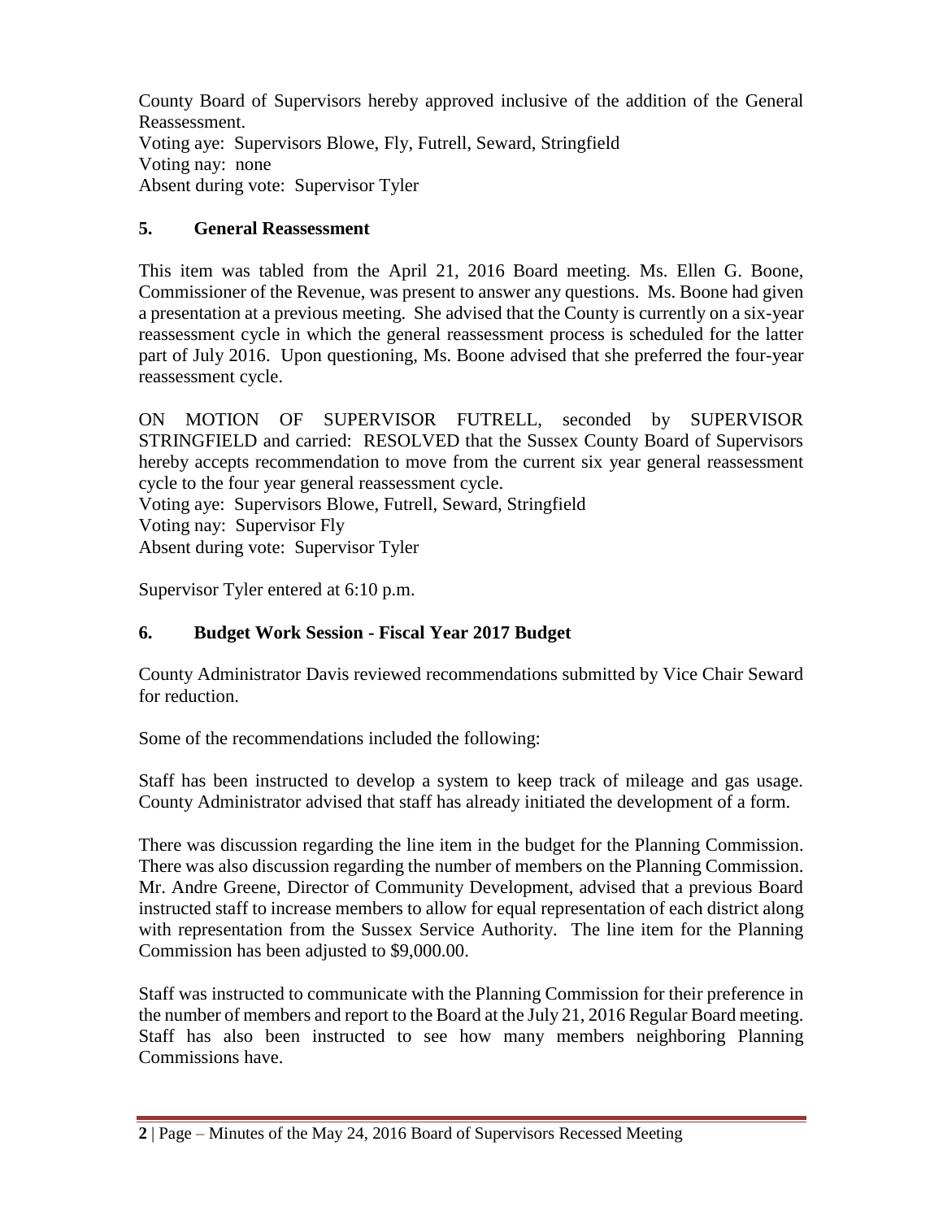County Board of Supervisors hereby approved inclusive of the addition of the General Reassessment.
Voting aye: Supervisors Blowe, Fly, Futrell, Seward, Stringfield
Voting nay: none
Absent during vote: Supervisor Tyler

## 5. General Reassessment

This item was tabled from the April 21, 2016 Board meeting. Ms. Ellen G. Boone, Commissioner of the Revenue, was present to answer any questions. Ms. Boone had given a presentation at a previous meeting. She advised that the County is currently on a six-year reassessment cycle in which the general reassessment process is scheduled for the latter part of July 2016. Upon questioning, Ms. Boone advised that she preferred the four-year reassessment cycle.

ON MOTION OF SUPERVISOR FUTRELL, seconded by SUPERVISOR STRINGFIELD and carried: RESOLVED that the Sussex County Board of Supervisors hereby accepts recommendation to move from the current six year general reassessment cycle to the four year general reassessment cycle.
Voting aye: Supervisors Blowe, Futrell, Seward, Stringfield
Voting nay: Supervisor Fly
Absent during vote: Supervisor Tyler

Supervisor Tyler entered at 6:10 p.m.

## 6. Budget Work Session - Fiscal Year 2017 Budget

County Administrator Davis reviewed recommendations submitted by Vice Chair Seward for reduction.

Some of the recommendations included the following:

Staff has been instructed to develop a system to keep track of mileage and gas usage. County Administrator advised that staff has already initiated the development of a form.

There was discussion regarding the line item in the budget for the Planning Commission. There was also discussion regarding the number of members on the Planning Commission. Mr. Andre Greene, Director of Community Development, advised that a previous Board instructed staff to increase members to allow for equal representation of each district along with representation from the Sussex Service Authority. The line item for the Planning Commission has been adjusted to $9,000.00.

Staff was instructed to communicate with the Planning Commission for their preference in the number of members and report to the Board at the July 21, 2016 Regular Board meeting. Staff has also been instructed to see how many members neighboring Planning Commissions have.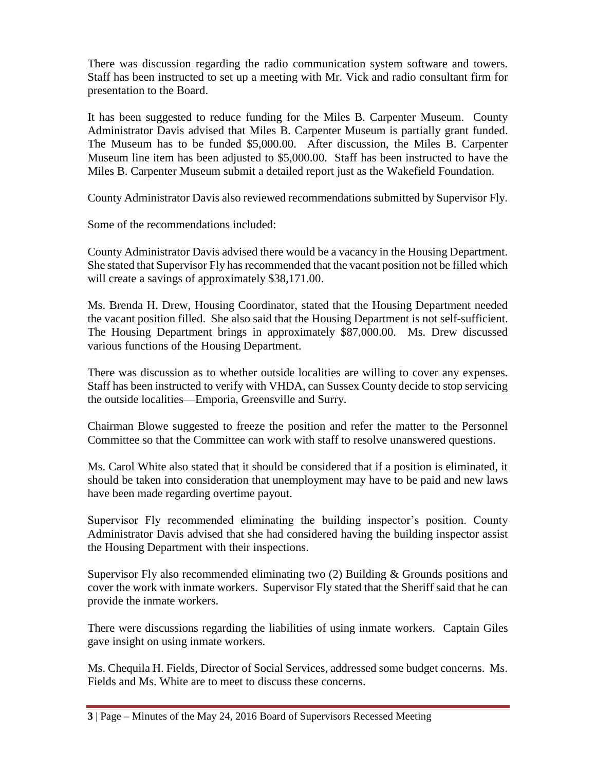There was discussion regarding the radio communication system software and towers. Staff has been instructed to set up a meeting with Mr. Vick and radio consultant firm for presentation to the Board.

It has been suggested to reduce funding for the Miles B. Carpenter Museum. County Administrator Davis advised that Miles B. Carpenter Museum is partially grant funded. The Museum has to be funded $5,000.00. After discussion, the Miles B. Carpenter Museum line item has been adjusted to $5,000.00. Staff has been instructed to have the Miles B. Carpenter Museum submit a detailed report just as the Wakefield Foundation.

County Administrator Davis also reviewed recommendations submitted by Supervisor Fly.

Some of the recommendations included:

County Administrator Davis advised there would be a vacancy in the Housing Department. She stated that Supervisor Fly has recommended that the vacant position not be filled which will create a savings of approximately $38,171.00.

Ms. Brenda H. Drew, Housing Coordinator, stated that the Housing Department needed the vacant position filled. She also said that the Housing Department is not self-sufficient. The Housing Department brings in approximately $87,000.00. Ms. Drew discussed various functions of the Housing Department.

There was discussion as to whether outside localities are willing to cover any expenses. Staff has been instructed to verify with VHDA, can Sussex County decide to stop servicing the outside localities—Emporia, Greensville and Surry.

Chairman Blowe suggested to freeze the position and refer the matter to the Personnel Committee so that the Committee can work with staff to resolve unanswered questions.

Ms. Carol White also stated that it should be considered that if a position is eliminated, it should be taken into consideration that unemployment may have to be paid and new laws have been made regarding overtime payout.

Supervisor Fly recommended eliminating the building inspector's position. County Administrator Davis advised that she had considered having the building inspector assist the Housing Department with their inspections.

Supervisor Fly also recommended eliminating two (2) Building & Grounds positions and cover the work with inmate workers. Supervisor Fly stated that the Sheriff said that he can provide the inmate workers.

There were discussions regarding the liabilities of using inmate workers. Captain Giles gave insight on using inmate workers.

Ms. Chequila H. Fields, Director of Social Services, addressed some budget concerns. Ms. Fields and Ms. White are to meet to discuss these concerns.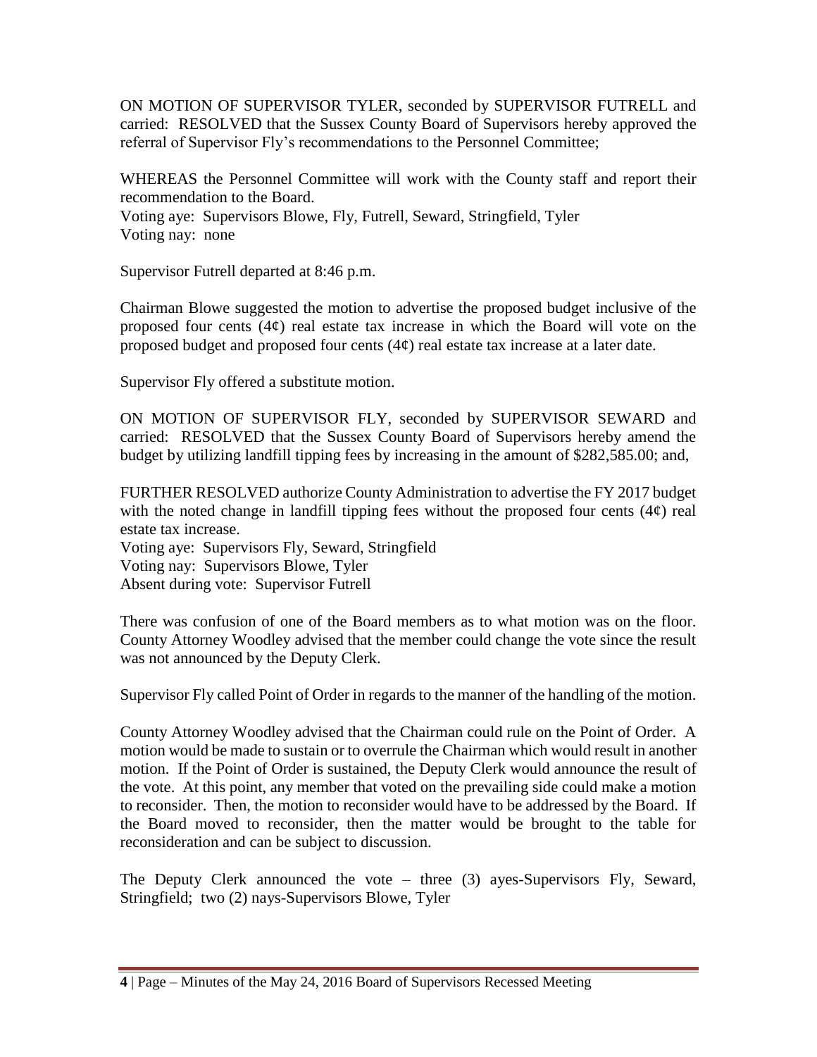ON MOTION OF SUPERVISOR TYLER, seconded by SUPERVISOR FUTRELL and carried: RESOLVED that the Sussex County Board of Supervisors hereby approved the referral of Supervisor Fly's recommendations to the Personnel Committee;

WHEREAS the Personnel Committee will work with the County staff and report their recommendation to the Board.
Voting aye: Supervisors Blowe, Fly, Futrell, Seward, Stringfield, Tyler
Voting nay: none

Supervisor Futrell departed at 8:46 p.m.

Chairman Blowe suggested the motion to advertise the proposed budget inclusive of the proposed four cents (4¢) real estate tax increase in which the Board will vote on the proposed budget and proposed four cents (4¢) real estate tax increase at a later date.

Supervisor Fly offered a substitute motion.

ON MOTION OF SUPERVISOR FLY, seconded by SUPERVISOR SEWARD and carried: RESOLVED that the Sussex County Board of Supervisors hereby amend the budget by utilizing landfill tipping fees by increasing in the amount of $282,585.00; and,

FURTHER RESOLVED authorize County Administration to advertise the FY 2017 budget with the noted change in landfill tipping fees without the proposed four cents (4¢) real estate tax increase.
Voting aye: Supervisors Fly, Seward, Stringfield
Voting nay: Supervisors Blowe, Tyler
Absent during vote: Supervisor Futrell

There was confusion of one of the Board members as to what motion was on the floor. County Attorney Woodley advised that the member could change the vote since the result was not announced by the Deputy Clerk.

Supervisor Fly called Point of Order in regards to the manner of the handling of the motion.

County Attorney Woodley advised that the Chairman could rule on the Point of Order. A motion would be made to sustain or to overrule the Chairman which would result in another motion. If the Point of Order is sustained, the Deputy Clerk would announce the result of the vote. At this point, any member that voted on the prevailing side could make a motion to reconsider. Then, the motion to reconsider would have to be addressed by the Board. If the Board moved to reconsider, then the matter would be brought to the table for reconsideration and can be subject to discussion.

The Deputy Clerk announced the vote – three (3) ayes-Supervisors Fly, Seward, Stringfield; two (2) nays-Supervisors Blowe, Tyler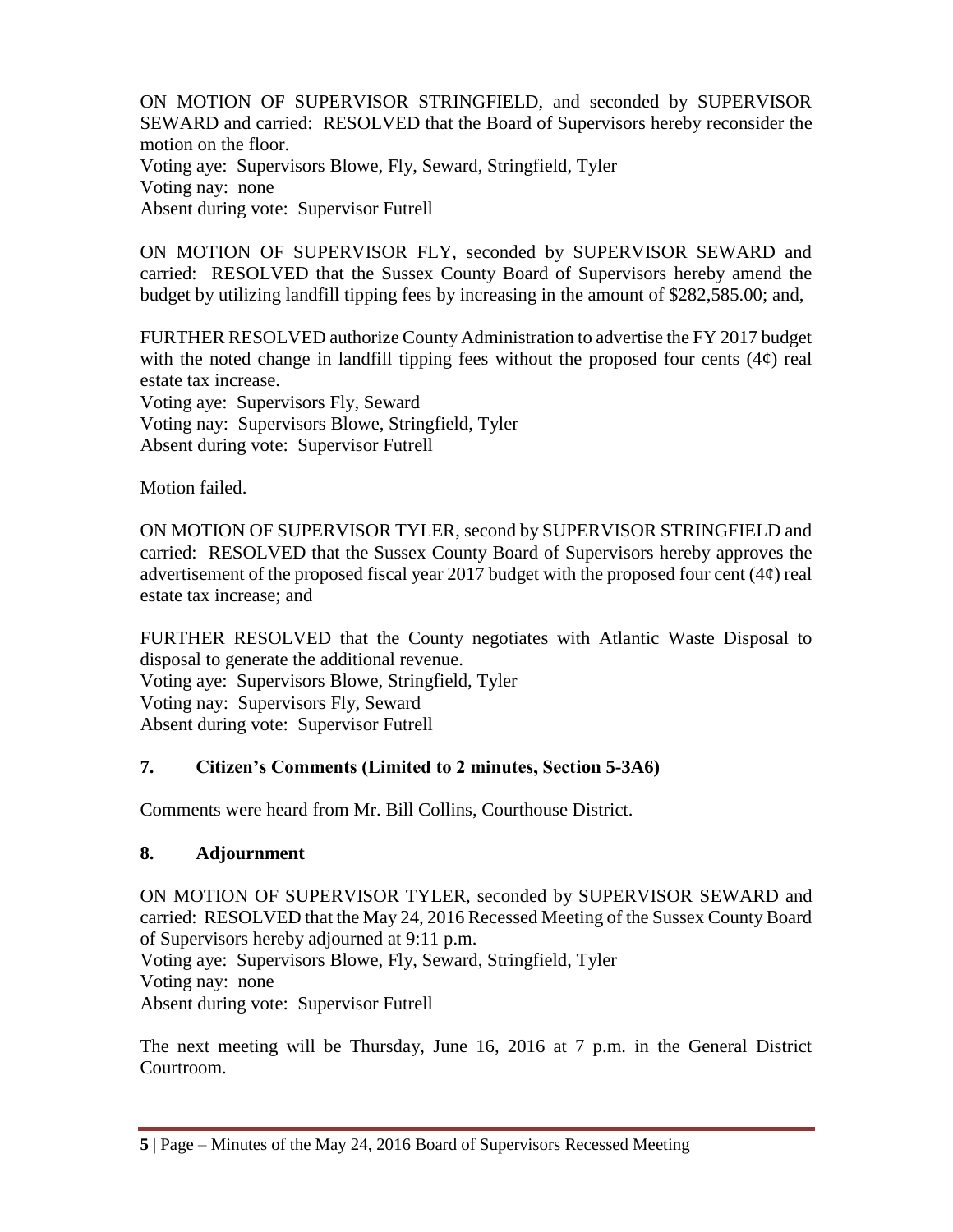ON MOTION OF SUPERVISOR STRINGFIELD, and seconded by SUPERVISOR SEWARD and carried: RESOLVED that the Board of Supervisors hereby reconsider the motion on the floor.
Voting aye: Supervisors Blowe, Fly, Seward, Stringfield, Tyler
Voting nay: none
Absent during vote: Supervisor Futrell

ON MOTION OF SUPERVISOR FLY, seconded by SUPERVISOR SEWARD and carried: RESOLVED that the Sussex County Board of Supervisors hereby amend the budget by utilizing landfill tipping fees by increasing in the amount of $282,585.00; and,

FURTHER RESOLVED authorize County Administration to advertise the FY 2017 budget with the noted change in landfill tipping fees without the proposed four cents (4¢) real estate tax increase.
Voting aye: Supervisors Fly, Seward
Voting nay: Supervisors Blowe, Stringfield, Tyler
Absent during vote: Supervisor Futrell

Motion failed.

ON MOTION OF SUPERVISOR TYLER, second by SUPERVISOR STRINGFIELD and carried: RESOLVED that the Sussex County Board of Supervisors hereby approves the advertisement of the proposed fiscal year 2017 budget with the proposed four cent (4¢) real estate tax increase; and

FURTHER RESOLVED that the County negotiates with Atlantic Waste Disposal to disposal to generate the additional revenue.
Voting aye: Supervisors Blowe, Stringfield, Tyler
Voting nay: Supervisors Fly, Seward
Absent during vote: Supervisor Futrell

## 7. Citizen's Comments (Limited to 2 minutes, Section 5-3A6)

Comments were heard from Mr. Bill Collins, Courthouse District.

## 8. Adjournment

ON MOTION OF SUPERVISOR TYLER, seconded by SUPERVISOR SEWARD and carried: RESOLVED that the May 24, 2016 Recessed Meeting of the Sussex County Board of Supervisors hereby adjourned at 9:11 p.m.
Voting aye: Supervisors Blowe, Fly, Seward, Stringfield, Tyler
Voting nay: none
Absent during vote: Supervisor Futrell

The next meeting will be Thursday, June 16, 2016 at 7 p.m. in the General District Courtroom.